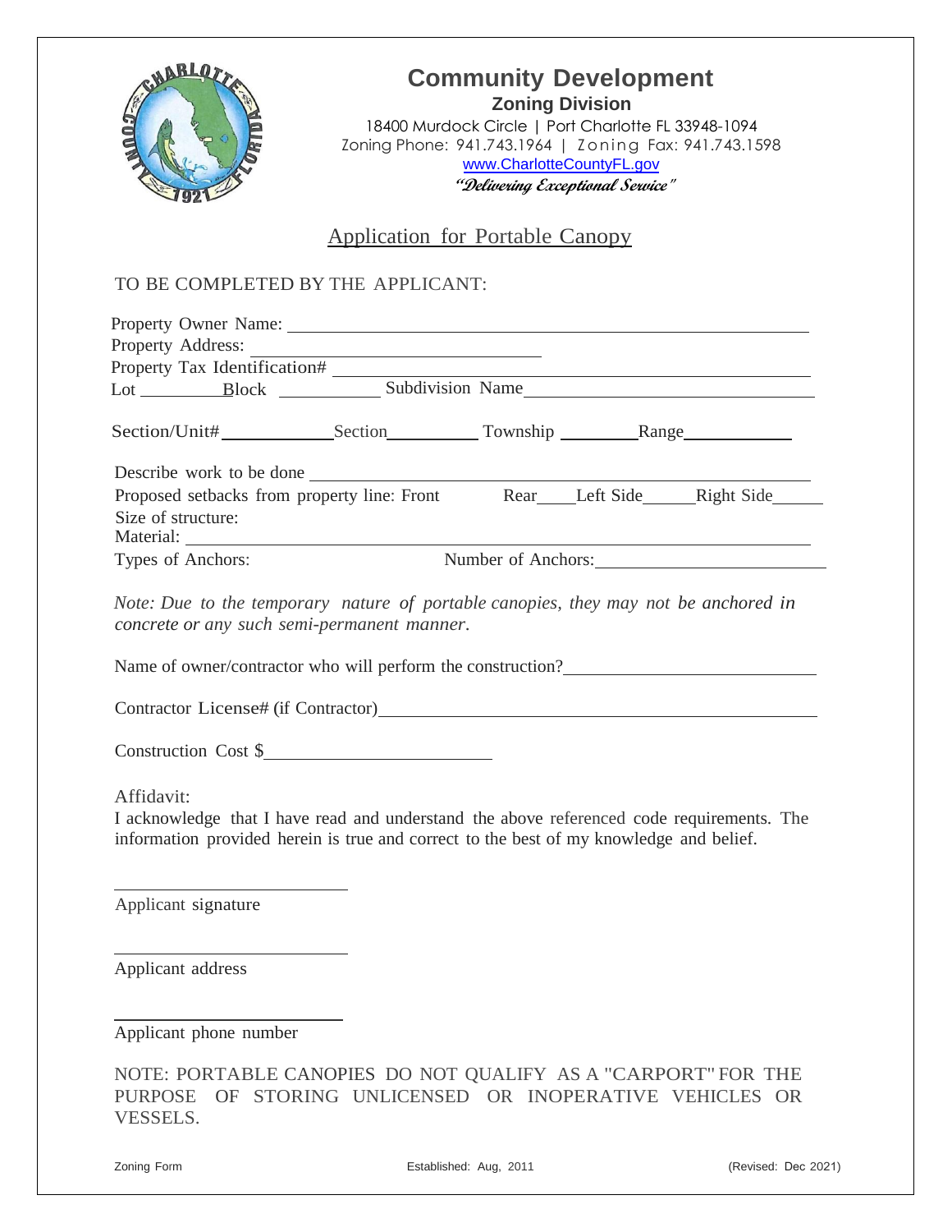# Community Development

## Zoning Division

18400 Murdock Circle | Port Charlotte FL 33948-1094
Zoning Phone: 941.743.1964 | Zoning Fax: 941.743.1598
www.CharlotteCountyFL.gov
*"Delivering Exceptional Service"*

## Application for Portable Canopy

TO BE COMPLETED BY THE APPLICANT:

Property Owner Name: ______________________________________________

Property Address: ____________________________

Property Tax Identification# ________________________________________

Lot __________Block ___________ Subdivision Name ____________________________

Section/Unit# ____________Section__________ Township ________Range____________

Describe work to be done ____________________________________________

Proposed setbacks from property line: Front ______ Rear____Left Side______Right Side______

Size of structure:

Material: ____________________________________________________

Types of Anchors: Number of Anchors: ________________________

*Note: Due to the temporary nature of portable canopies, they may not be anchored in concrete or any such semi-permanent manner.*

Name of owner/contractor who will perform the construction? ___________________________

Contractor License# (if Contractor) ____________________________________________

Construction Cost $________________________

Affidavit:

I acknowledge that I have read and understand the above referenced code requirements. The information provided herein is true and correct to the best of my knowledge and belief.

__________________________

Applicant signature

__________________________

Applicant address

__________________________

Applicant phone number

NOTE: PORTABLE CANOPIES DO NOT QUALIFY AS A "CARPORT" FOR THE PURPOSE OF STORING UNLICENSED OR INOPERATIVE VEHICLES OR VESSELS.

Zoning Form Established: Aug, 2011 (Revised: Dec 2021)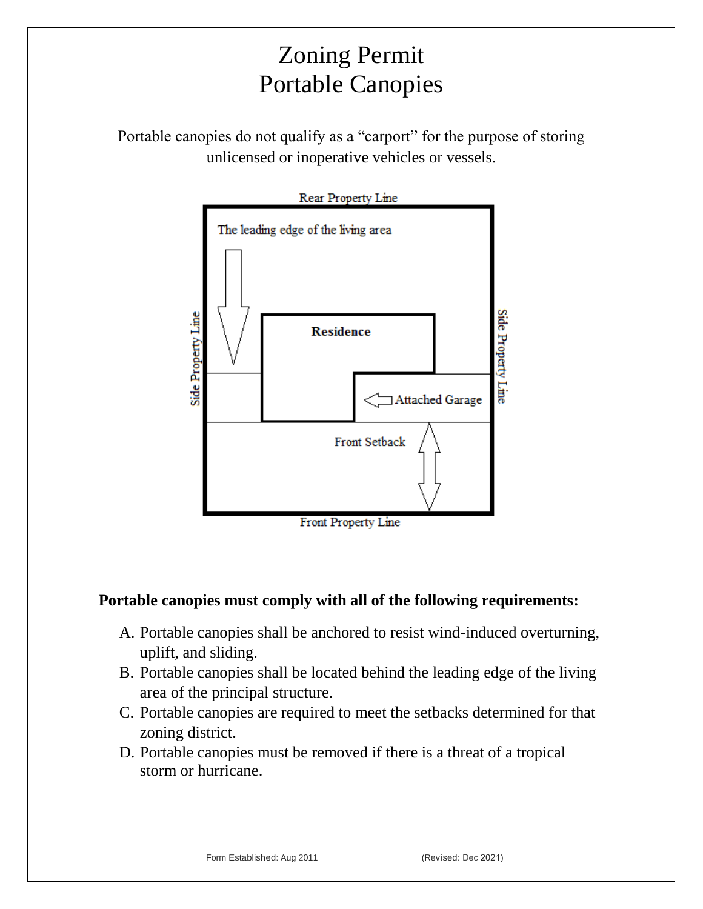# Zoning Permit
# Portable Canopies

Portable canopies do not qualify as a "carport" for the purpose of storing unlicensed or inoperative vehicles or vessels.

Rear Property Line

The leading edge of the living area

Residence

Attached Garage

Side Property Line

Side Property Line

Front Setback

Front Property Line

**Portable canopies must comply with all of the following requirements:**

A. Portable canopies shall be anchored to resist wind-induced overturning, uplift, and sliding.
B. Portable canopies shall be located behind the leading edge of the living area of the principal structure.
C. Portable canopies are required to meet the setbacks determined for that zoning district.
D. Portable canopies must be removed if there is a threat of a tropical storm or hurricane.

Form Established: Aug 2011 (Revised: Dec 2021)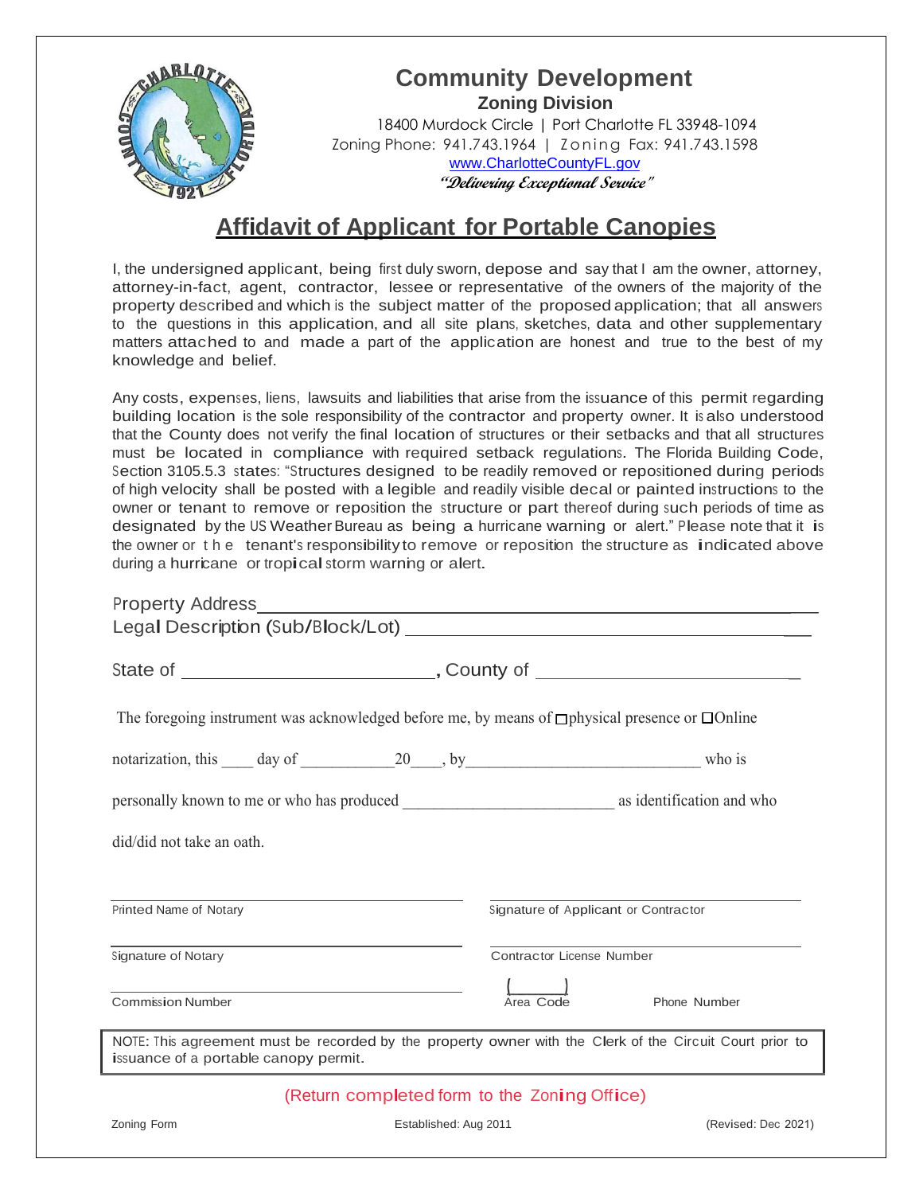## Community Development

**Zoning Division**

18400 Murdock Circle | Port Charlotte FL 33948-1094

Zoning Phone: 941.743.1964 | Zoning Fax: 941.743.1598

www.CharlotteCountyFL.gov

*"Delivering Exceptional Service"*

# Affidavit of Applicant for Portable Canopies

I, the undersigned applicant, being first duly sworn, depose and say that I am the owner, attorney, attorney-in-fact, agent, contractor, lessee or representative of the owners of the majority of the property described and which is the subject matter of the proposed application; that all answers to the questions in this application, and all site plans, sketches, data and other supplementary matters attached to and made a part of the application are honest and true to the best of my knowledge and belief.

Any costs, expenses, liens, lawsuits and liabilities that arise from the issuance of this permit regarding building location is the sole responsibility of the contractor and property owner. It is also understood that the County does not verify the final location of structures or their setbacks and that all structures must be located in compliance with required setback regulations. The Florida Building Code, Section 3105.5.3 states: "Structures designed to be readily removed or repositioned during periods of high velocity shall be posted with a legible and readily visible decal or painted instructions to the owner or tenant to remove or reposition the structure or part thereof during such periods of time as designated by the US Weather Bureau as being a hurricane warning or alert." Please note that it is the owner or the tenant's responsibility to remove or reposition the structure as indicated above during a hurricane or tropical storm warning or alert.

Property Address_______________________________________________

Legal Description (Sub/Block/Lot) _________________________________

State of ________________________, County of ________________________

The foregoing instrument was acknowledged before me, by means of ☐physical presence or ☐Online notarization, this ____ day of ___________20___, by____________________________ who is personally known to me or who has produced ________________________ as identification and who did/did not take an oath.

| | |
|---|---|
| Printed Name of Notary | Signature of Applicant or Contractor |
| Signature of Notary | Contractor License Number |
| Commission Number | (______) Area Code Phone Number |

NOTE: This agreement must be recorded by the property owner with the Clerk of the Circuit Court prior to issuance of a portable canopy permit.

(Return completed form to the Zoning Office)

Zoning Form Established: Aug 2011 (Revised: Dec 2021)